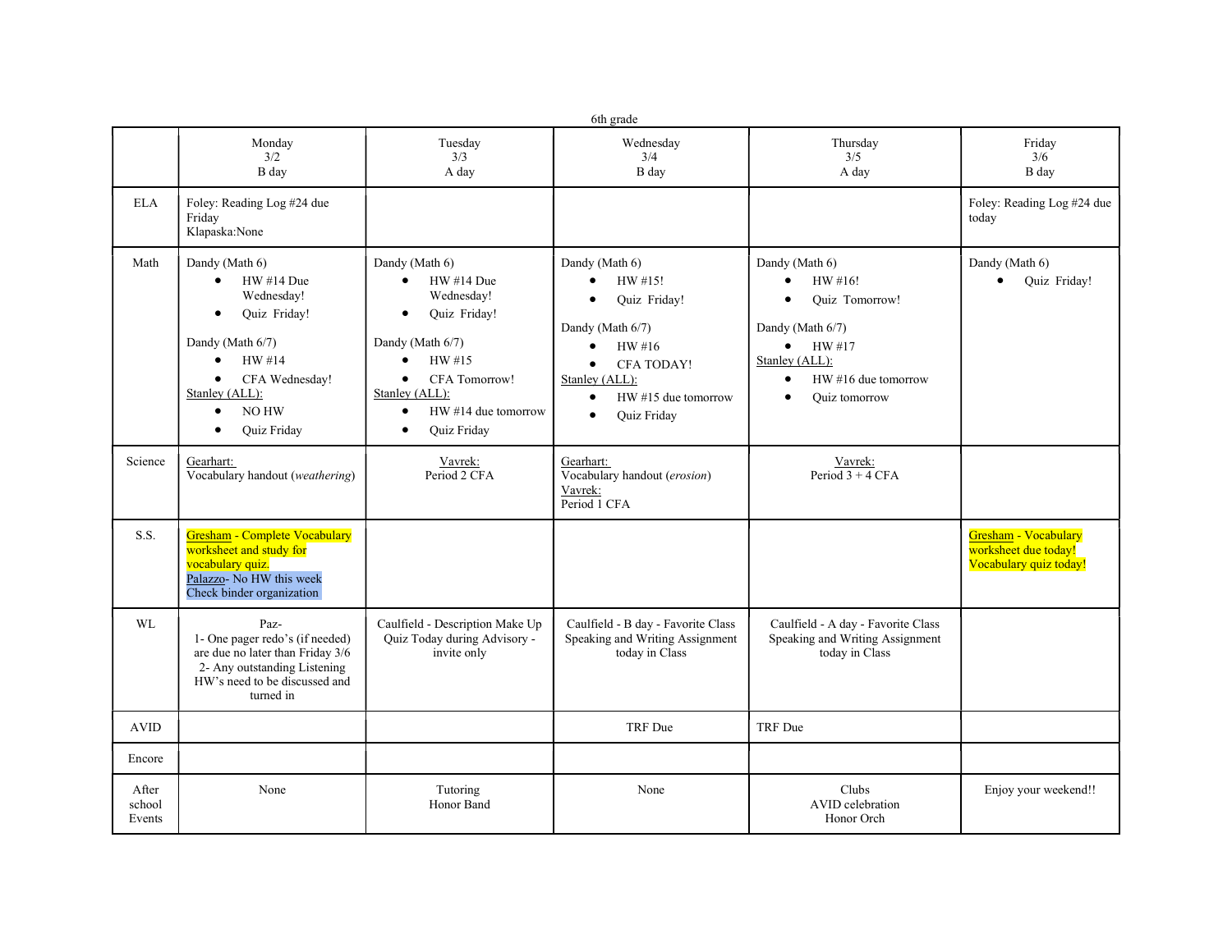6th grade

| | Monday<br>3/2<br>B day | Tuesday<br>3/3<br>A day | Wednesday<br>3/4<br>B day | Thursday<br>3/5<br>A day | Friday<br>3/6<br>B day |
|---|---|---|---|---|---|
| ELA | Foley: Reading Log #24 due Friday<br>Klapaska:None | | | | Foley: Reading Log #24 due today |
| Math | Dandy (Math 6)<br>• HW #14 Due Wednesday!<br>• Quiz Friday!<br><br>Dandy (Math 6/7)<br>• HW #14<br>• CFA Wednesday!<br>Stanley (ALL):<br>• NO HW<br>• Quiz Friday | Dandy (Math 6)<br>• HW #14 Due Wednesday!<br>• Quiz Friday!<br><br>Dandy (Math 6/7)<br>• HW #15<br>• CFA Tomorrow!<br>Stanley (ALL):<br>• HW #14 due tomorrow<br>• Quiz Friday | Dandy (Math 6)<br>• HW #15!<br>• Quiz Friday!<br><br>Dandy (Math 6/7)<br>• HW #16<br>• CFA TODAY!<br>Stanley (ALL):<br>• HW #15 due tomorrow<br>• Quiz Friday | Dandy (Math 6)<br>• HW #16!<br>• Quiz Tomorrow!<br><br>Dandy (Math 6/7)<br>• HW #17<br>Stanley (ALL):<br>• HW #16 due tomorrow<br>• Quiz tomorrow | Dandy (Math 6)<br>• Quiz Friday! |
| Science | Gearhart:<br>Vocabulary handout (*weathering*) | Vavrek:<br>Period 2 CFA | Gearhart:<br>Vocabulary handout (*erosion*)<br>Vavrek:<br>Period 1 CFA | Vavrek:<br>Period 3 + 4 CFA | |
| S.S. | Gresham - Complete Vocabulary worksheet and study for vocabulary quiz.<br>Palazzo- No HW this week Check binder organization | | | | Gresham - Vocabulary worksheet due today! Vocabulary quiz today! |
| WL | Paz-<br>1- One pager redo's (if needed) are due no later than Friday 3/6<br>2- Any outstanding Listening HW's need to be discussed and turned in | Caulfield - Description Make Up Quiz Today during Advisory - invite only | Caulfield - B day - Favorite Class Speaking and Writing Assignment today in Class | Caulfield - A day - Favorite Class Speaking and Writing Assignment today in Class | |
| AVID | | | TRF Due | TRF Due | |
| Encore | | | | | |
| After school Events | None | Tutoring<br>Honor Band | None | Clubs<br>AVID celebration<br>Honor Orch | Enjoy your weekend!! |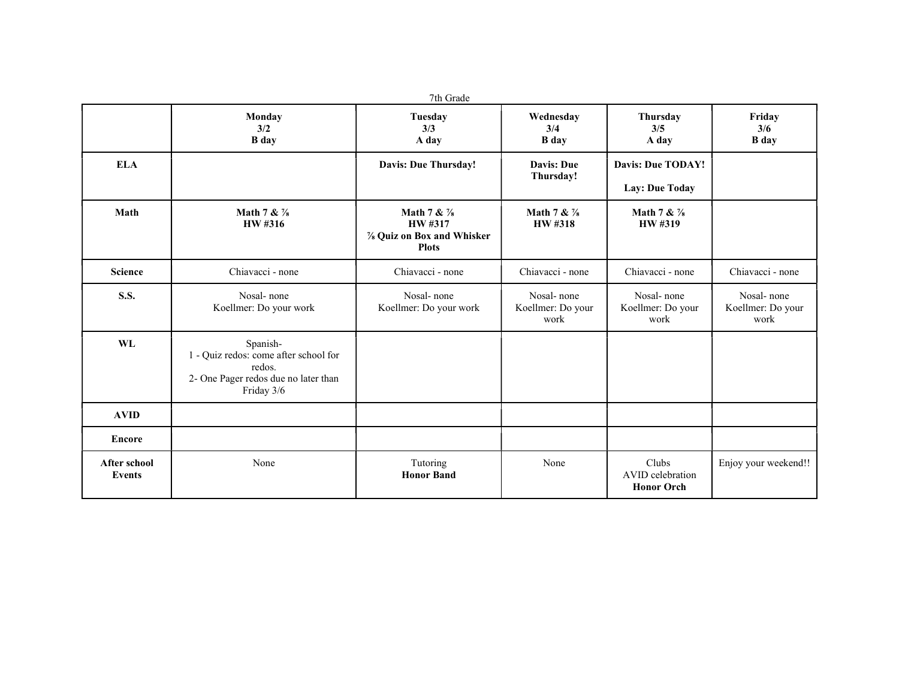7th Grade

| | **Monday 3/2 B day** | **Tuesday 3/3 A day** | **Wednesday 3/4 B day** | **Thursday 3/5 A day** | **Friday 3/6 B day** |
|---|---|---|---|---|---|
| **ELA** | | **Davis: Due Thursday!** | **Davis: Due Thursday!** | **Davis: Due TODAY!**<br><br>**Lay: Due Today** | |
| **Math** | **Math 7 & ⅞**<br>**HW #316** | **Math 7 & ⅞**<br>**HW #317**<br>**⅞ Quiz on Box and Whisker Plots** | **Math 7 & ⅞**<br>**HW #318** | **Math 7 & ⅞**<br>**HW #319** | |
| **Science** | Chiavacci - none | Chiavacci - none | Chiavacci - none | Chiavacci - none | Chiavacci - none |
| **S.S.** | Nosal- none<br>Koellmer: Do your work | Nosal- none<br>Koellmer: Do your work | Nosal- none<br>Koellmer: Do your work | Nosal- none<br>Koellmer: Do your work | Nosal- none<br>Koellmer: Do your work |
| **WL** | Spanish-<br>1 - Quiz redos: come after school for redos.<br>2- One Pager redos due no later than Friday 3/6 | | | | |
| **AVID** | | | | | |
| **Encore** | | | | | |
| **After school Events** | None | Tutoring<br>**Honor Band** | None | Clubs<br>AVID celebration<br>**Honor Orch** | Enjoy your weekend!! |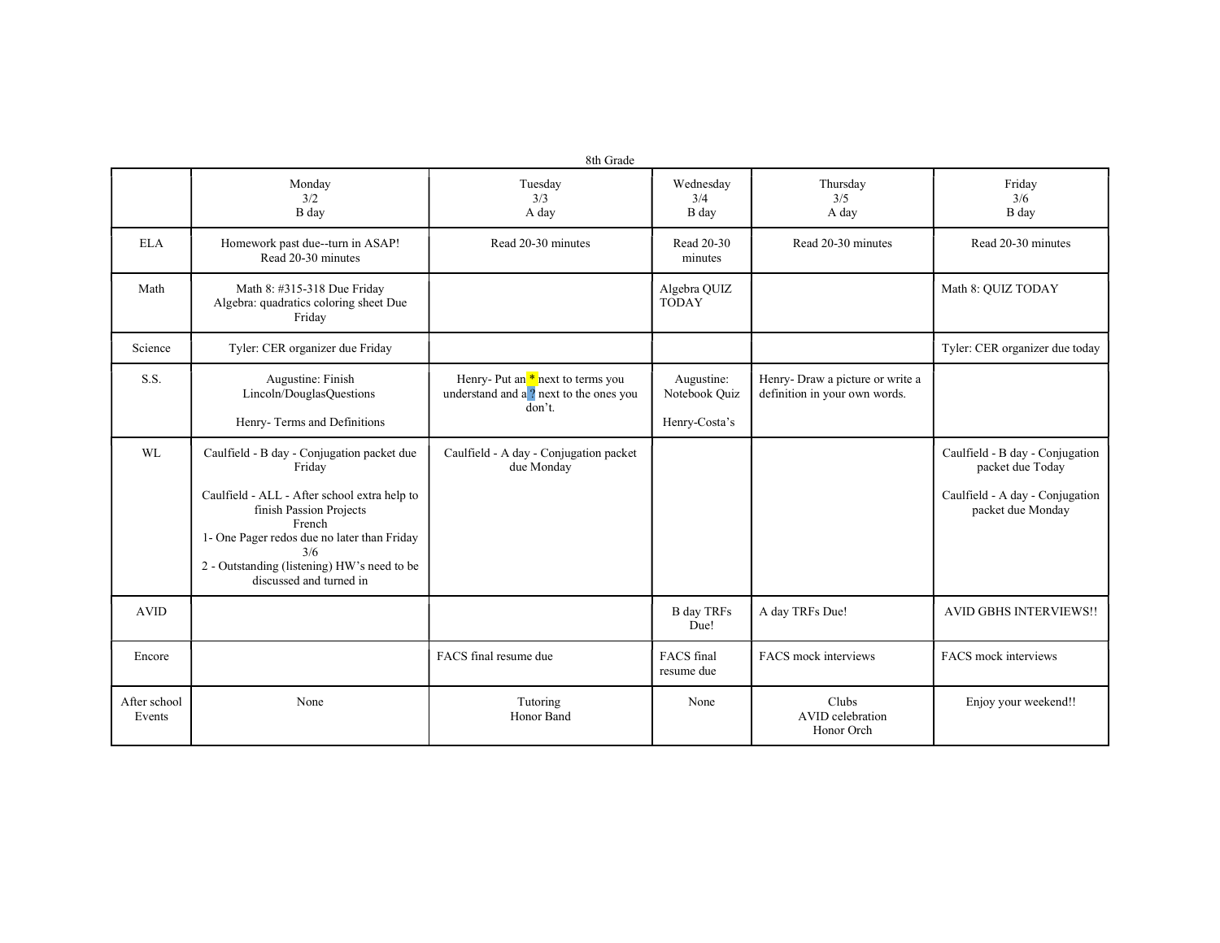8th Grade

| | Monday<br>3/2<br>B day | Tuesday<br>3/3<br>A day | Wednesday<br>3/4<br>B day | Thursday<br>3/5<br>A day | Friday<br>3/6<br>B day |
|---|---|---|---|---|---|
| ELA | Homework past due--turn in ASAP!<br>Read 20-30 minutes | Read 20-30 minutes | Read 20-30 minutes | Read 20-30 minutes | Read 20-30 minutes |
| Math | Math 8: #315-318 Due Friday<br>Algebra: quadratics coloring sheet Due Friday | | Algebra QUIZ TODAY | | Math 8: QUIZ TODAY |
| Science | Tyler: CER organizer due Friday | | | | Tyler: CER organizer due today |
| S.S. | Augustine: Finish Lincoln/DouglasQuestions<br><br>Henry- Terms and Definitions | Henry- Put an * next to terms you understand and a ? next to the ones you don't. | Augustine: Notebook Quiz<br><br>Henry-Costa's | Henry- Draw a picture or write a definition in your own words. | |
| WL | Caulfield - B day - Conjugation packet due Friday<br><br>Caulfield - ALL - After school extra help to finish Passion Projects<br>French<br>1- One Pager redos due no later than Friday 3/6<br>2 - Outstanding (listening) HW's need to be discussed and turned in | Caulfield - A day - Conjugation packet due Monday | | | Caulfield - B day - Conjugation packet due Today<br><br>Caulfield - A day - Conjugation packet due Monday |
| AVID | | | B day TRFs Due! | A day TRFs Due! | AVID GBHS INTERVIEWS!! |
| Encore | | FACS final resume due | FACS final resume due | FACS mock interviews | FACS mock interviews |
| After school Events | None | Tutoring<br>Honor Band | None | Clubs<br>AVID celebration<br>Honor Orch | Enjoy your weekend!! |